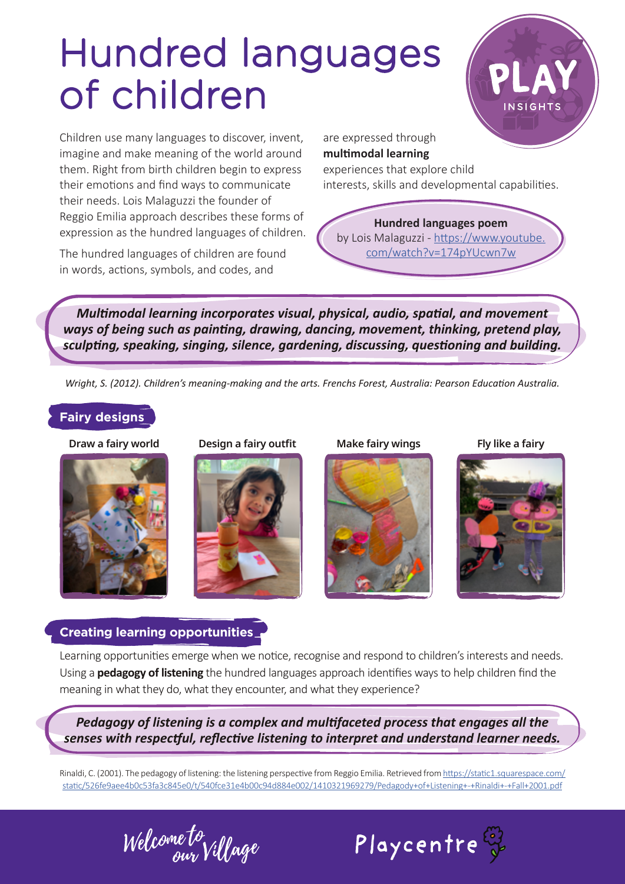# Hundred languages of children

PLAY INSIGHTS

Children use many languages to discover, invent, imagine and make meaning of the world around them. Right from birth children begin to express their emotions and find ways to communicate their needs. Lois Malaguzzi the founder of Reggio Emilia approach describes these forms of expression as the hundred languages of children.

The hundred languages of children are found in words, actions, symbols, and codes, and are expressed through **multimodal learning** experiences that explore child interests, skills and developmental capabilities.

**Hundred languages poem**
by Lois Malaguzzi - https://www.youtube.com/watch?v=174pYUcwn7w

***Multimodal learning incorporates visual, physical, audio, spatial, and movement ways of being such as painting, drawing, dancing, movement, thinking, pretend play, sculpting, speaking, singing, silence, gardening, discussing, questioning and building.***

*Wright, S. (2012). Children's meaning-making and the arts. Frenchs Forest, Australia: Pearson Education Australia.*

## Fairy designs

**Draw a fairy world**

**Design a fairy outfit**

**Make fairy wings**

**Fly like a fairy**

## Creating learning opportunities

Learning opportunities emerge when we notice, recognise and respond to children's interests and needs. Using a **pedagogy of listening** the hundred languages approach identifies ways to help children find the meaning in what they do, what they encounter, and what they experience?

***Pedagogy of listening is a complex and multifaceted process that engages all the senses with respectful, reflective listening to interpret and understand learner needs.***

Rinaldi, C. (2001). The pedagogy of listening: the listening perspective from Reggio Emilia. Retrieved from https://static1.squarespace.com/static/526fe9aee4b0c53fa3c845e0/t/540fce31e4b00c94d884e002/1410321969279/Pedagody+of+Listening+-+Rinaldi+-+Fall+2001.pdf

Welcome to our Village

Playcentre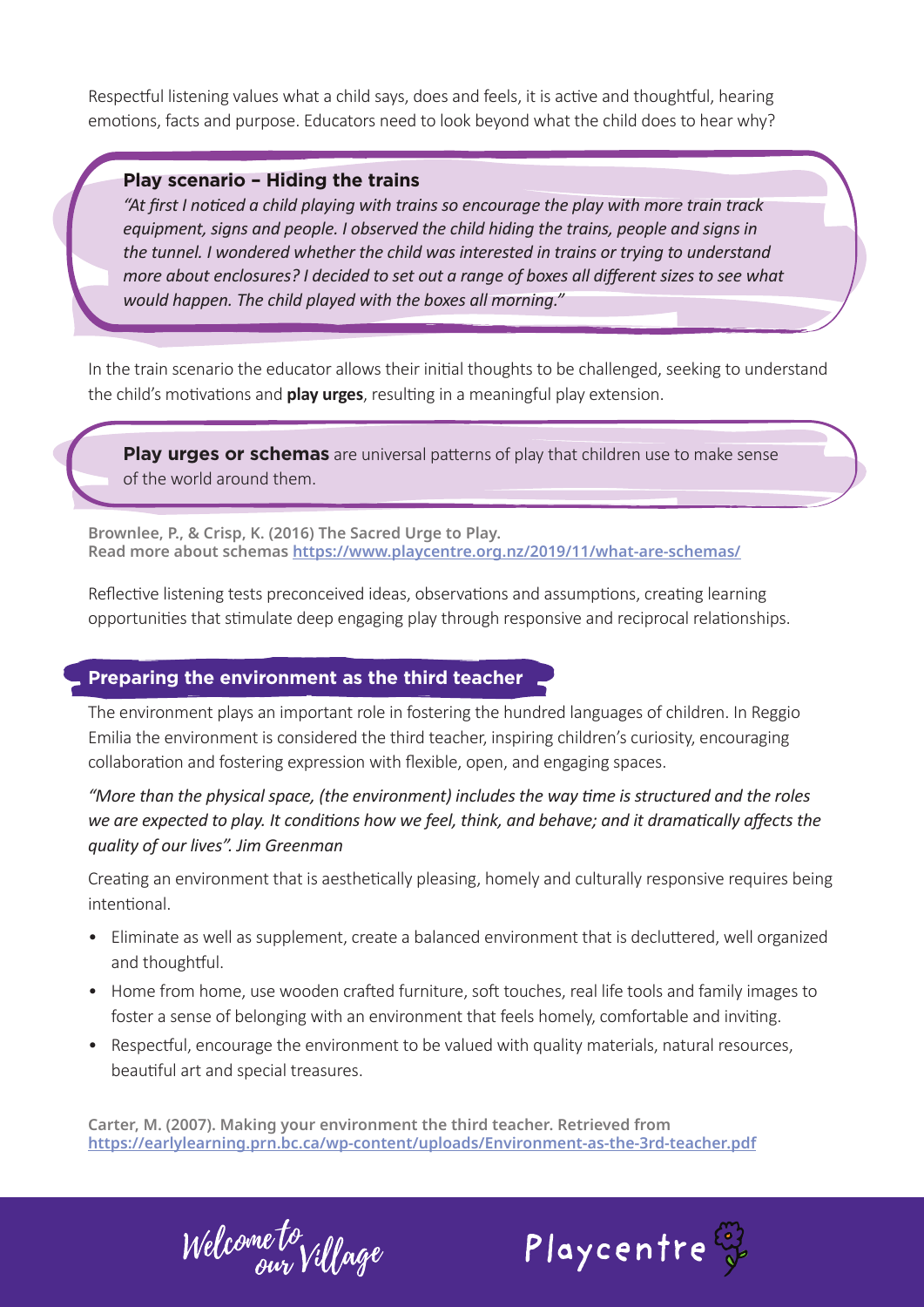Respectful listening values what a child says, does and feels, it is active and thoughtful, hearing emotions, facts and purpose. Educators need to look beyond what the child does to hear why?

**Play scenario – Hiding the trains**

*"At first I noticed a child playing with trains so encourage the play with more train track equipment, signs and people. I observed the child hiding the trains, people and signs in the tunnel. I wondered whether the child was interested in trains or trying to understand more about enclosures? I decided to set out a range of boxes all different sizes to see what would happen. The child played with the boxes all morning."*

In the train scenario the educator allows their initial thoughts to be challenged, seeking to understand the child's motivations and **play urges**, resulting in a meaningful play extension.

**Play urges or schemas** are universal patterns of play that children use to make sense of the world around them.

**Brownlee, P., & Crisp, K. (2016) The Sacred Urge to Play.**
**Read more about schemas https://www.playcentre.org.nz/2019/11/what-are-schemas/**

Reflective listening tests preconceived ideas, observations and assumptions, creating learning opportunities that stimulate deep engaging play through responsive and reciprocal relationships.

## Preparing the environment as the third teacher

The environment plays an important role in fostering the hundred languages of children. In Reggio Emilia the environment is considered the third teacher, inspiring children's curiosity, encouraging collaboration and fostering expression with flexible, open, and engaging spaces.

*"More than the physical space, (the environment) includes the way time is structured and the roles we are expected to play. It conditions how we feel, think, and behave; and it dramatically affects the quality of our lives". Jim Greenman*

Creating an environment that is aesthetically pleasing, homely and culturally responsive requires being intentional.

- Eliminate as well as supplement, create a balanced environment that is decluttered, well organized and thoughtful.
- Home from home, use wooden crafted furniture, soft touches, real life tools and family images to foster a sense of belonging with an environment that feels homely, comfortable and inviting.
- Respectful, encourage the environment to be valued with quality materials, natural resources, beautiful art and special treasures.

**Carter, M. (2007). Making your environment the third teacher. Retrieved from**
**https://earlylearning.prn.bc.ca/wp-content/uploads/Environment-as-the-3rd-teacher.pdf**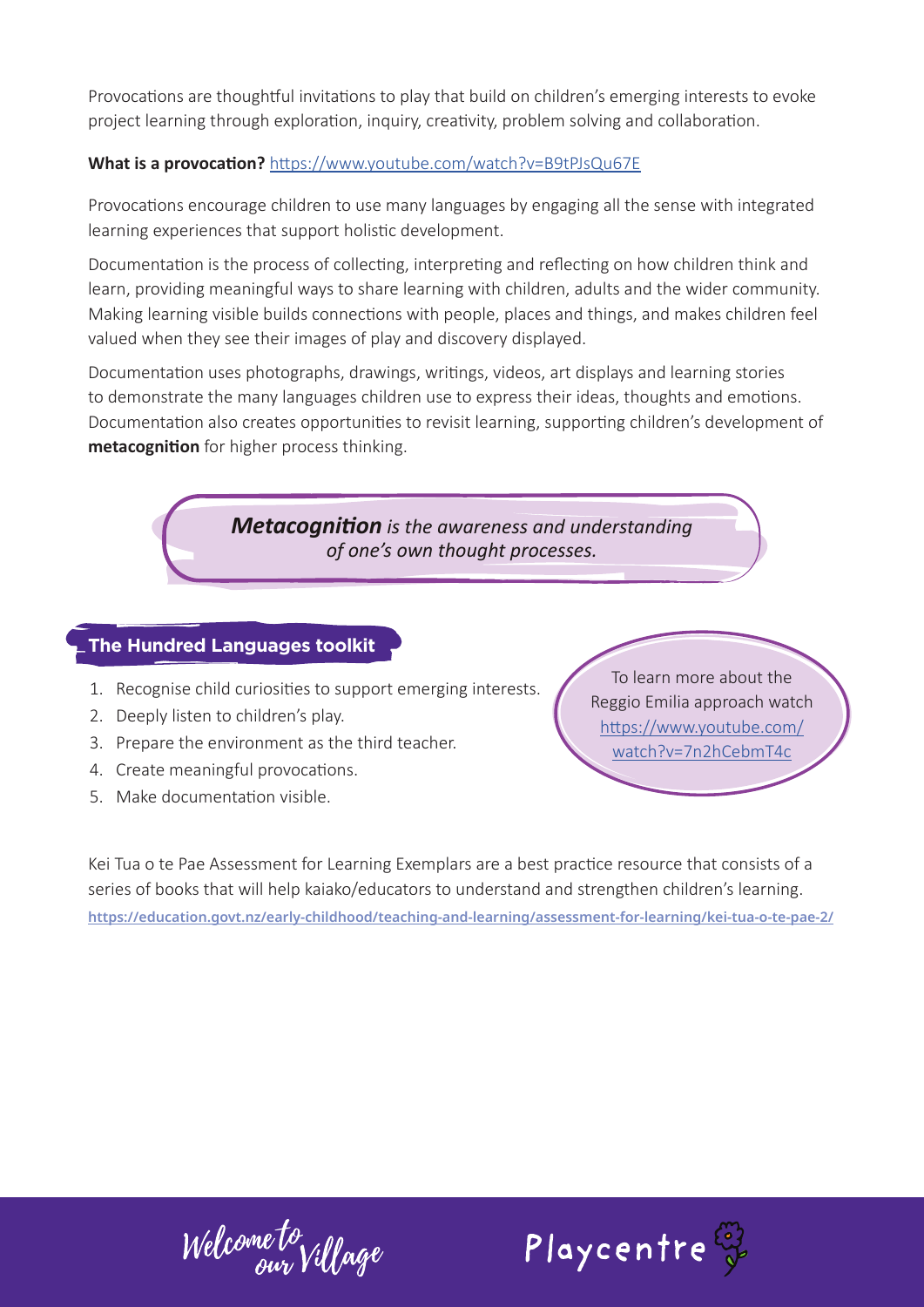Provocations are thoughtful invitations to play that build on children's emerging interests to evoke project learning through exploration, inquiry, creativity, problem solving and collaboration.

**What is a provocation?** https://www.youtube.com/watch?v=B9tPJsQu67E

Provocations encourage children to use many languages by engaging all the sense with integrated learning experiences that support holistic development.

Documentation is the process of collecting, interpreting and reflecting on how children think and learn, providing meaningful ways to share learning with children, adults and the wider community. Making learning visible builds connections with people, places and things, and makes children feel valued when they see their images of play and discovery displayed.

Documentation uses photographs, drawings, writings, videos, art displays and learning stories to demonstrate the many languages children use to express their ideas, thoughts and emotions. Documentation also creates opportunities to revisit learning, supporting children's development of **metacognition** for higher process thinking.

> ***Metacognition*** *is the awareness and understanding of one's own thought processes.*

## The Hundred Languages toolkit

1. Recognise child curiosities to support emerging interests.
2. Deeply listen to children's play.
3. Prepare the environment as the third teacher.
4. Create meaningful provocations.
5. Make documentation visible.

To learn more about the Reggio Emilia approach watch https://www.youtube.com/watch?v=7n2hCebmT4c

Kei Tua o te Pae Assessment for Learning Exemplars are a best practice resource that consists of a series of books that will help kaiako/educators to understand and strengthen children's learning.
**https://education.govt.nz/early-childhood/teaching-and-learning/assessment-for-learning/kei-tua-o-te-pae-2/**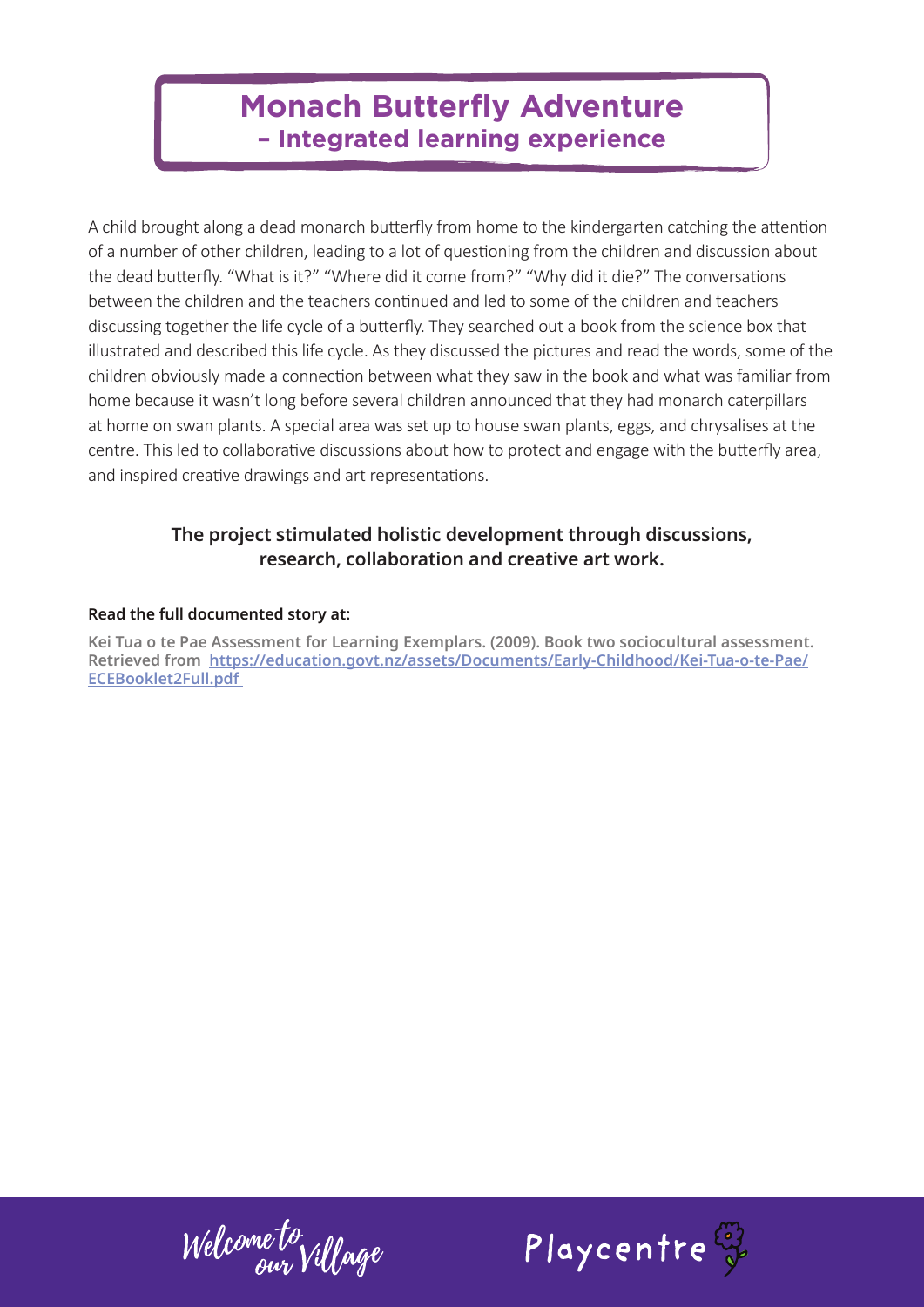# Monach Butterfly Adventure
## – Integrated learning experience

A child brought along a dead monarch butterfly from home to the kindergarten catching the attention of a number of other children, leading to a lot of questioning from the children and discussion about the dead butterfly. "What is it?" "Where did it come from?" "Why did it die?" The conversations between the children and the teachers continued and led to some of the children and teachers discussing together the life cycle of a butterfly. They searched out a book from the science box that illustrated and described this life cycle. As they discussed the pictures and read the words, some of the children obviously made a connection between what they saw in the book and what was familiar from home because it wasn't long before several children announced that they had monarch caterpillars at home on swan plants. A special area was set up to house swan plants, eggs, and chrysalises at the centre. This led to collaborative discussions about how to protect and engage with the butterfly area, and inspired creative drawings and art representations.

**The project stimulated holistic development through discussions, research, collaboration and creative art work.**

**Read the full documented story at:**

**Kei Tua o te Pae Assessment for Learning Exemplars. (2009). Book two sociocultural assessment. Retrieved from [https://education.govt.nz/assets/Documents/Early-Childhood/Kei-Tua-o-te-Pae/ECEBooklet2Full.pdf](https://education.govt.nz/assets/Documents/Early-Childhood/Kei-Tua-o-te-Pae/ECEBooklet2Full.pdf)**